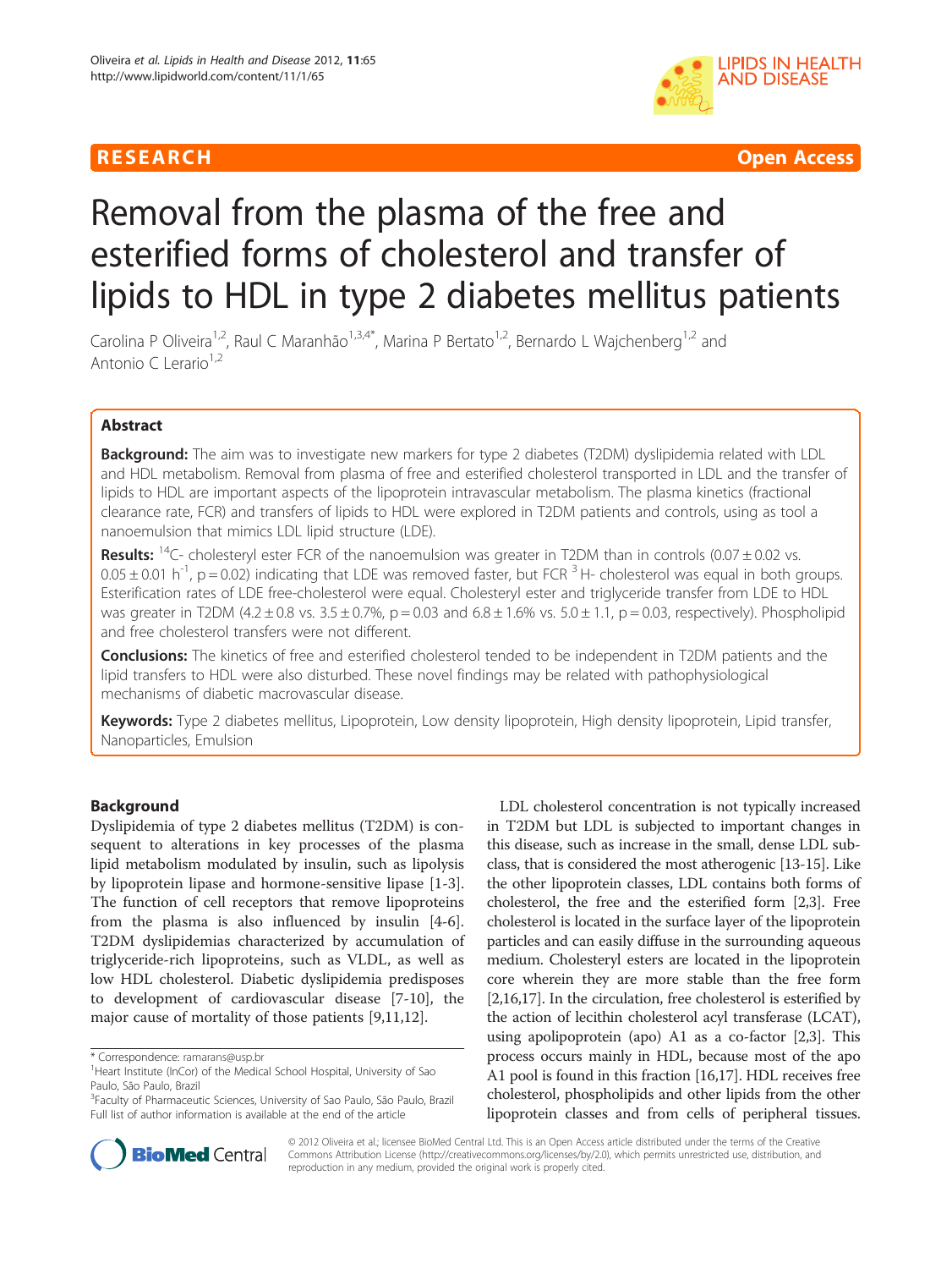RESEARCH Open Access

# Removal from the plasma of the free and esterified forms of cholesterol and transfer of lipids to HDL in type 2 diabetes mellitus patients

Carolina P Oliveira[1,2], Raul C Maranhão[1,3,4*], Marina P Bertato[1,2], Bernardo L Wajchenberg[1,2] and Antonio C Lerario[1,2]

## Abstract

**Background:** The aim was to investigate new markers for type 2 diabetes (T2DM) dyslipidemia related with LDL and HDL metabolism. Removal from plasma of free and esterified cholesterol transported in LDL and the transfer of lipids to HDL are important aspects of the lipoprotein intravascular metabolism. The plasma kinetics (fractional clearance rate, FCR) and transfers of lipids to HDL were explored in T2DM patients and controls, using as tool a nanoemulsion that mimics LDL lipid structure (LDE).

**Results:** $^{14}$C- cholesteryl ester FCR of the nanoemulsion was greater in T2DM than in controls (0.07 ± 0.02 vs. 0.05 ± 0.01 $h^{-1}$, p = 0.02) indicating that LDE was removed faster, but FCR $^{3}$H- cholesterol was equal in both groups. Esterification rates of LDE free-cholesterol were equal. Cholesteryl ester and triglyceride transfer from LDE to HDL was greater in T2DM (4.2 ± 0.8 vs. 3.5 ± 0.7%, p = 0.03 and 6.8 ± 1.6% vs. 5.0 ± 1.1, p = 0.03, respectively). Phospholipid and free cholesterol transfers were not different.

**Conclusions:** The kinetics of free and esterified cholesterol tended to be independent in T2DM patients and the lipid transfers to HDL were also disturbed. These novel findings may be related with pathophysiological mechanisms of diabetic macrovascular disease.

**Keywords:** Type 2 diabetes mellitus, Lipoprotein, Low density lipoprotein, High density lipoprotein, Lipid transfer, Nanoparticles, Emulsion

## Background

Dyslipidemia of type 2 diabetes mellitus (T2DM) is consequent to alterations in key processes of the plasma lipid metabolism modulated by insulin, such as lipolysis by lipoprotein lipase and hormone-sensitive lipase [1-3]. The function of cell receptors that remove lipoproteins from the plasma is also influenced by insulin [4-6]. T2DM dyslipidemias characterized by accumulation of triglyceride-rich lipoproteins, such as VLDL, as well as low HDL cholesterol. Diabetic dyslipidemia predisposes to development of cardiovascular disease [7-10], the major cause of mortality of those patients [9,11,12].

LDL cholesterol concentration is not typically increased in T2DM but LDL is subjected to important changes in this disease, such as increase in the small, dense LDL subclass, that is considered the most atherogenic [13-15]. Like the other lipoprotein classes, LDL contains both forms of cholesterol, the free and the esterified form [2,3]. Free cholesterol is located in the surface layer of the lipoprotein particles and can easily diffuse in the surrounding aqueous medium. Cholesteryl esters are located in the lipoprotein core wherein they are more stable than the free form [2,16,17]. In the circulation, free cholesterol is esterified by the action of lecithin cholesterol acyl transferase (LCAT), using apolipoprotein (apo) A1 as a co-factor [2,3]. This process occurs mainly in HDL, because most of the apo A1 pool is found in this fraction [16,17]. HDL receives free cholesterol, phospholipids and other lipids from the other lipoprotein classes and from cells of peripheral tissues.

* Correspondence: ramarans@usp.br
[1]Heart Institute (InCor) of the Medical School Hospital, University of Sao Paulo, São Paulo, Brazil
[3]Faculty of Pharmaceutic Sciences, University of Sao Paulo, São Paulo, Brazil
Full list of author information is available at the end of the article

© 2012 Oliveira et al.; licensee BioMed Central Ltd. This is an Open Access article distributed under the terms of the Creative Commons Attribution License (http://creativecommons.org/licenses/by/2.0), which permits unrestricted use, distribution, and reproduction in any medium, provided the original work is properly cited.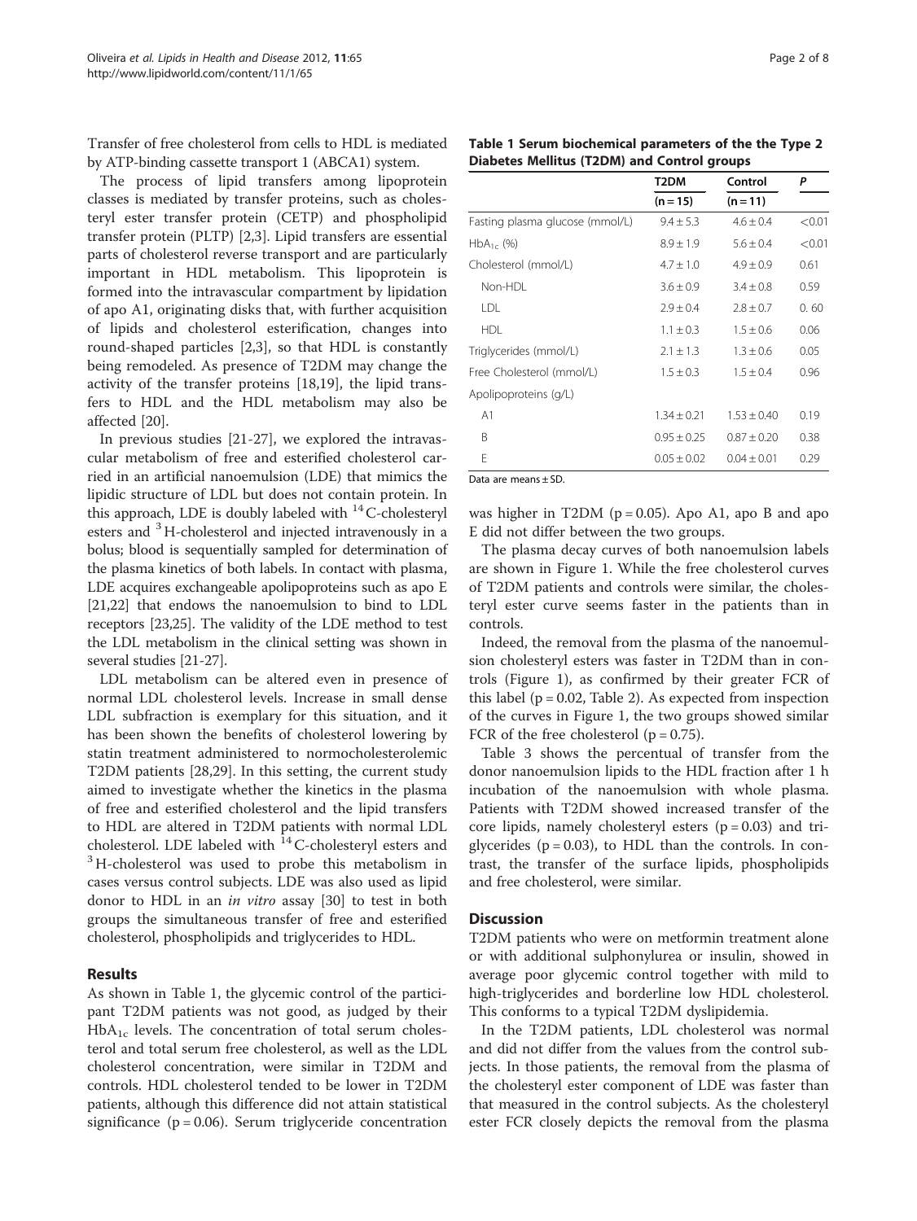Transfer of free cholesterol from cells to HDL is mediated by ATP-binding cassette transport 1 (ABCA1) system.

The process of lipid transfers among lipoprotein classes is mediated by transfer proteins, such as cholesteryl ester transfer protein (CETP) and phospholipid transfer protein (PLTP) [2,3]. Lipid transfers are essential parts of cholesterol reverse transport and are particularly important in HDL metabolism. This lipoprotein is formed into the intravascular compartment by lipidation of apo A1, originating disks that, with further acquisition of lipids and cholesterol esterification, changes into round-shaped particles [2,3], so that HDL is constantly being remodeled. As presence of T2DM may change the activity of the transfer proteins [18,19], the lipid transfers to HDL and the HDL metabolism may also be affected [20].

In previous studies [21-27], we explored the intravascular metabolism of free and esterified cholesterol carried in an artificial nanoemulsion (LDE) that mimics the lipidic structure of LDL but does not contain protein. In this approach, LDE is doubly labeled with $^{14}$C-cholesteryl esters and $^{3}$H-cholesterol and injected intravenously in a bolus; blood is sequentially sampled for determination of the plasma kinetics of both labels. In contact with plasma, LDE acquires exchangeable apolipoproteins such as apo E [21,22] that endows the nanoemulsion to bind to LDL receptors [23,25]. The validity of the LDE method to test the LDL metabolism in the clinical setting was shown in several studies [21-27].

LDL metabolism can be altered even in presence of normal LDL cholesterol levels. Increase in small dense LDL subfraction is exemplary for this situation, and it has been shown the benefits of cholesterol lowering by statin treatment administered to normocholesterolemic T2DM patients [28,29]. In this setting, the current study aimed to investigate whether the kinetics in the plasma of free and esterified cholesterol and the lipid transfers to HDL are altered in T2DM patients with normal LDL cholesterol. LDE labeled with $^{14}$C-cholesteryl esters and $^{3}$H-cholesterol was used to probe this metabolism in cases versus control subjects. LDE was also used as lipid donor to HDL in an *in vitro* assay [30] to test in both groups the simultaneous transfer of free and esterified cholesterol, phospholipids and triglycerides to HDL.

## Results

As shown in Table 1, the glycemic control of the participant T2DM patients was not good, as judged by their $HbA_{1c}$ levels. The concentration of total serum cholesterol and total serum free cholesterol, as well as the LDL cholesterol concentration, were similar in T2DM and controls. HDL cholesterol tended to be lower in T2DM patients, although this difference did not attain statistical significance ($p = 0.06$). Serum triglyceride concentration was higher in T2DM ($p = 0.05$). Apo A1, apo B and apo E did not differ between the two groups.

**Table 1 Serum biochemical parameters of the the Type 2 Diabetes Mellitus (T2DM) and Control groups**

| | T2DM (n = 15) | Control (n = 11) | P |
|---|---|---|---|
| Fasting plasma glucose (mmol/L) | 9.4 ± 5.3 | 4.6 ± 0.4 | <0.01 |
| $HbA_{1c}$ (%) | 8.9 ± 1.9 | 5.6 ± 0.4 | <0.01 |
| Cholesterol (mmol/L) | 4.7 ± 1.0 | 4.9 ± 0.9 | 0.61 |
| Non-HDL | 3.6 ± 0.9 | 3.4 ± 0.8 | 0.59 |
| LDL | 2.9 ± 0.4 | 2.8 ± 0.7 | 0. 60 |
| HDL | 1.1 ± 0.3 | 1.5 ± 0.6 | 0.06 |
| Triglycerides (mmol/L) | 2.1 ± 1.3 | 1.3 ± 0.6 | 0.05 |
| Free Cholesterol (mmol/L) | 1.5 ± 0.3 | 1.5 ± 0.4 | 0.96 |
| Apolipoproteins (g/L) | | | |
| A1 | 1.34 ± 0.21 | 1.53 ± 0.40 | 0.19 |
| B | 0.95 ± 0.25 | 0.87 ± 0.20 | 0.38 |
| E | 0.05 ± 0.02 | 0.04 ± 0.01 | 0.29 |

Data are means ± SD.

The plasma decay curves of both nanoemulsion labels are shown in Figure 1. While the free cholesterol curves of T2DM patients and controls were similar, the cholesteryl ester curve seems faster in the patients than in controls.

Indeed, the removal from the plasma of the nanoemulsion cholesteryl esters was faster in T2DM than in controls (Figure 1), as confirmed by their greater FCR of this label ($p = 0.02$, Table 2). As expected from inspection of the curves in Figure 1, the two groups showed similar FCR of the free cholesterol ($p = 0.75$).

Table 3 shows the percentual of transfer from the donor nanoemulsion lipids to the HDL fraction after 1 h incubation of the nanoemulsion with whole plasma. Patients with T2DM showed increased transfer of the core lipids, namely cholesteryl esters ($p = 0.03$) and triglycerides ($p = 0.03$), to HDL than the controls. In contrast, the transfer of the surface lipids, phospholipids and free cholesterol, were similar.

## Discussion

T2DM patients who were on metformin treatment alone or with additional sulphonylurea or insulin, showed in average poor glycemic control together with mild to high-triglycerides and borderline low HDL cholesterol. This conforms to a typical T2DM dyslipidemia.

In the T2DM patients, LDL cholesterol was normal and did not differ from the values from the control subjects. In those patients, the removal from the plasma of the cholesteryl ester component of LDE was faster than that measured in the control subjects. As the cholesteryl ester FCR closely depicts the removal from the plasma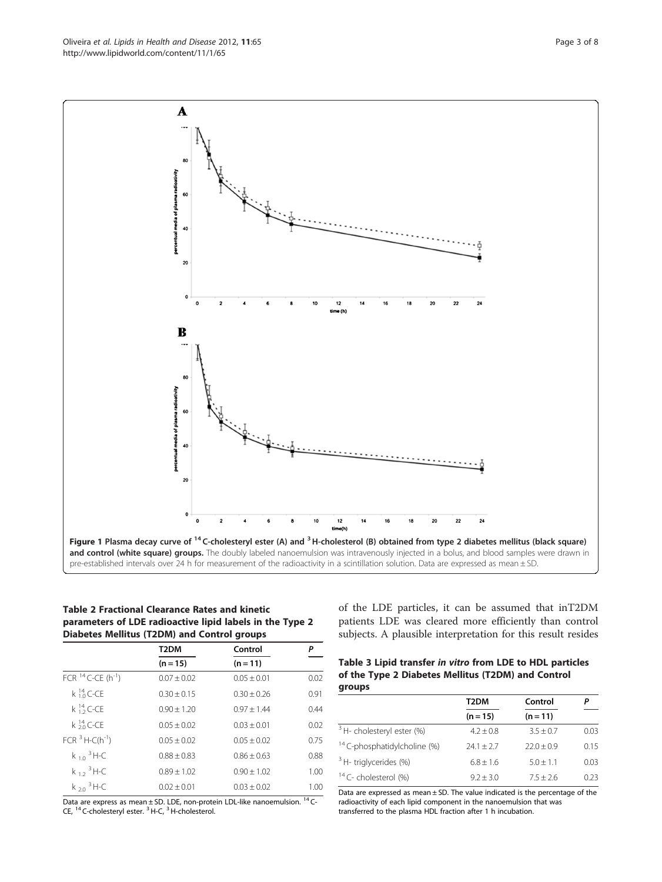**Figure 1 Plasma decay curve of $^{14}$C-cholesteryl ester (A) and $^{3}$H-cholesterol (B) obtained from type 2 diabetes mellitus (black square) and control (white square) groups.** The doubly labeled nanoemulsion was intravenously injected in a bolus, and blood samples were drawn in pre-established intervals over 24 h for measurement of the radioactivity in a scintillation solution. Data are expressed as mean ± SD.

**Table 2 Fractional Clearance Rates and kinetic parameters of LDE radioactive lipid labels in the Type 2 Diabetes Mellitus (T2DM) and Control groups**

| | T2DM | Control | P |
|---|---|---|---|
| | (n = 15) | (n = 11) | |
| FCR $^{14}$C-CE ($h^{-1}$) | 0.07 ± 0.02 | 0.05 ± 0.01 | 0.02 |
| $k_{1,0}$ $^{14}$C-CE | 0.30 ± 0.15 | 0.30 ± 0.26 | 0.91 |
| $k_{1,2}$ $^{14}$C-CE | 0.90 ± 1.20 | 0.97 ± 1.44 | 0.44 |
| $k_{2,0}$ $^{14}$C-CE | 0.05 ± 0.02 | 0.03 ± 0.01 | 0.02 |
| FCR $^{3}$H-C($h^{-1}$) | 0.05 ± 0.02 | 0.05 ± 0.02 | 0.75 |
| $k_{1,0}$ $^{3}$H-C | 0.88 ± 0.83 | 0.86 ± 0.63 | 0.88 |
| $k_{1,2}$ $^{3}$H-C | 0.89 ± 1.02 | 0.90 ± 1.02 | 1.00 |
| $k_{2,0}$ $^{3}$H-C | 0.02 ± 0.01 | 0.03 ± 0.02 | 1.00 |

Data are express as mean ± SD. LDE, non-protein LDL-like nanoemulsion. $^{14}$C-CE, $^{14}$C-cholesteryl ester. $^{3}$H-C, $^{3}$H-cholesterol.

of the LDE particles, it can be assumed that inT2DM patients LDE was cleared more efficiently than control subjects. A plausible interpretation for this result resides

**Table 3 Lipid transfer *in vitro* from LDE to HDL particles of the Type 2 Diabetes Mellitus (T2DM) and Control groups**

| | T2DM | Control | P |
|---|---|---|---|
| | (n = 15) | (n = 11) | |
| $^{3}$H- cholesteryl ester (%) | 4.2 ± 0.8 | 3.5 ± 0.7 | 0.03 |
| $^{14}$C-phosphatidylcholine (%) | 24.1 ± 2.7 | 22.0 ± 0.9 | 0.15 |
| $^{3}$H- triglycerides (%) | 6.8 ± 1.6 | 5.0 ± 1.1 | 0.03 |
| $^{14}$C- cholesterol (%) | 9.2 ± 3.0 | 7.5 ± 2.6 | 0.23 |

Data are expressed as mean ± SD. The value indicated is the percentage of the radioactivity of each lipid component in the nanoemulsion that was transferred to the plasma HDL fraction after 1 h incubation.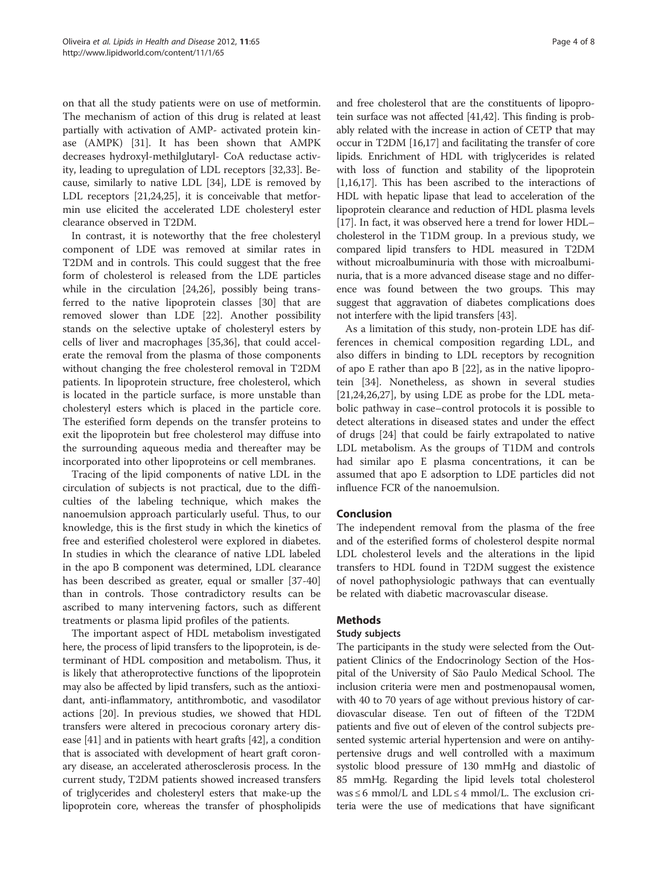on that all the study patients were on use of metformin. The mechanism of action of this drug is related at least partially with activation of AMP- activated protein kinase (AMPK) [31]. It has been shown that AMPK decreases hydroxyl-methilglutaryl- CoA reductase activity, leading to upregulation of LDL receptors [32,33]. Because, similarly to native LDL [34], LDE is removed by LDL receptors [21,24,25], it is conceivable that metformin use elicited the accelerated LDE cholesteryl ester clearance observed in T2DM.

In contrast, it is noteworthy that the free cholesteryl component of LDE was removed at similar rates in T2DM and in controls. This could suggest that the free form of cholesterol is released from the LDE particles while in the circulation [24,26], possibly being transferred to the native lipoprotein classes [30] that are removed slower than LDE [22]. Another possibility stands on the selective uptake of cholesteryl esters by cells of liver and macrophages [35,36], that could accelerate the removal from the plasma of those components without changing the free cholesterol removal in T2DM patients. In lipoprotein structure, free cholesterol, which is located in the particle surface, is more unstable than cholesteryl esters which is placed in the particle core. The esterified form depends on the transfer proteins to exit the lipoprotein but free cholesterol may diffuse into the surrounding aqueous media and thereafter may be incorporated into other lipoproteins or cell membranes.

Tracing of the lipid components of native LDL in the circulation of subjects is not practical, due to the difficulties of the labeling technique, which makes the nanoemulsion approach particularly useful. Thus, to our knowledge, this is the first study in which the kinetics of free and esterified cholesterol were explored in diabetes. In studies in which the clearance of native LDL labeled in the apo B component was determined, LDL clearance has been described as greater, equal or smaller [37-40] than in controls. Those contradictory results can be ascribed to many intervening factors, such as different treatments or plasma lipid profiles of the patients.

The important aspect of HDL metabolism investigated here, the process of lipid transfers to the lipoprotein, is determinant of HDL composition and metabolism. Thus, it is likely that atheroprotective functions of the lipoprotein may also be affected by lipid transfers, such as the antioxidant, anti-inflammatory, antithrombotic, and vasodilator actions [20]. In previous studies, we showed that HDL transfers were altered in precocious coronary artery disease [41] and in patients with heart grafts [42], a condition that is associated with development of heart graft coronary disease, an accelerated atherosclerosis process. In the current study, T2DM patients showed increased transfers of triglycerides and cholesteryl esters that make-up the lipoprotein core, whereas the transfer of phospholipids and free cholesterol that are the constituents of lipoprotein surface was not affected [41,42]. This finding is probably related with the increase in action of CETP that may occur in T2DM [16,17] and facilitating the transfer of core lipids. Enrichment of HDL with triglycerides is related with loss of function and stability of the lipoprotein [1,16,17]. This has been ascribed to the interactions of HDL with hepatic lipase that lead to acceleration of the lipoprotein clearance and reduction of HDL plasma levels [17]. In fact, it was observed here a trend for lower HDL–cholesterol in the T1DM group. In a previous study, we compared lipid transfers to HDL measured in T2DM without microalbuminuria with those with microalbuminuria, that is a more advanced disease stage and no difference was found between the two groups. This may suggest that aggravation of diabetes complications does not interfere with the lipid transfers [43].

As a limitation of this study, non-protein LDE has differences in chemical composition regarding LDL, and also differs in binding to LDL receptors by recognition of apo E rather than apo B [22], as in the native lipoprotein [34]. Nonetheless, as shown in several studies [21,24,26,27], by using LDE as probe for the LDL metabolic pathway in case–control protocols it is possible to detect alterations in diseased states and under the effect of drugs [24] that could be fairly extrapolated to native LDL metabolism. As the groups of T1DM and controls had similar apo E plasma concentrations, it can be assumed that apo E adsorption to LDE particles did not influence FCR of the nanoemulsion.

## Conclusion

The independent removal from the plasma of the free and of the esterified forms of cholesterol despite normal LDL cholesterol levels and the alterations in the lipid transfers to HDL found in T2DM suggest the existence of novel pathophysiologic pathways that can eventually be related with diabetic macrovascular disease.

## Methods

### Study subjects

The participants in the study were selected from the Outpatient Clinics of the Endocrinology Section of the Hospital of the University of São Paulo Medical School. The inclusion criteria were men and postmenopausal women, with 40 to 70 years of age without previous history of cardiovascular disease. Ten out of fifteen of the T2DM patients and five out of eleven of the control subjects presented systemic arterial hypertension and were on antihypertensive drugs and well controlled with a maximum systolic blood pressure of 130 mmHg and diastolic of 85 mmHg. Regarding the lipid levels total cholesterol was ≤ 6 mmol/L and LDL ≤ 4 mmol/L. The exclusion criteria were the use of medications that have significant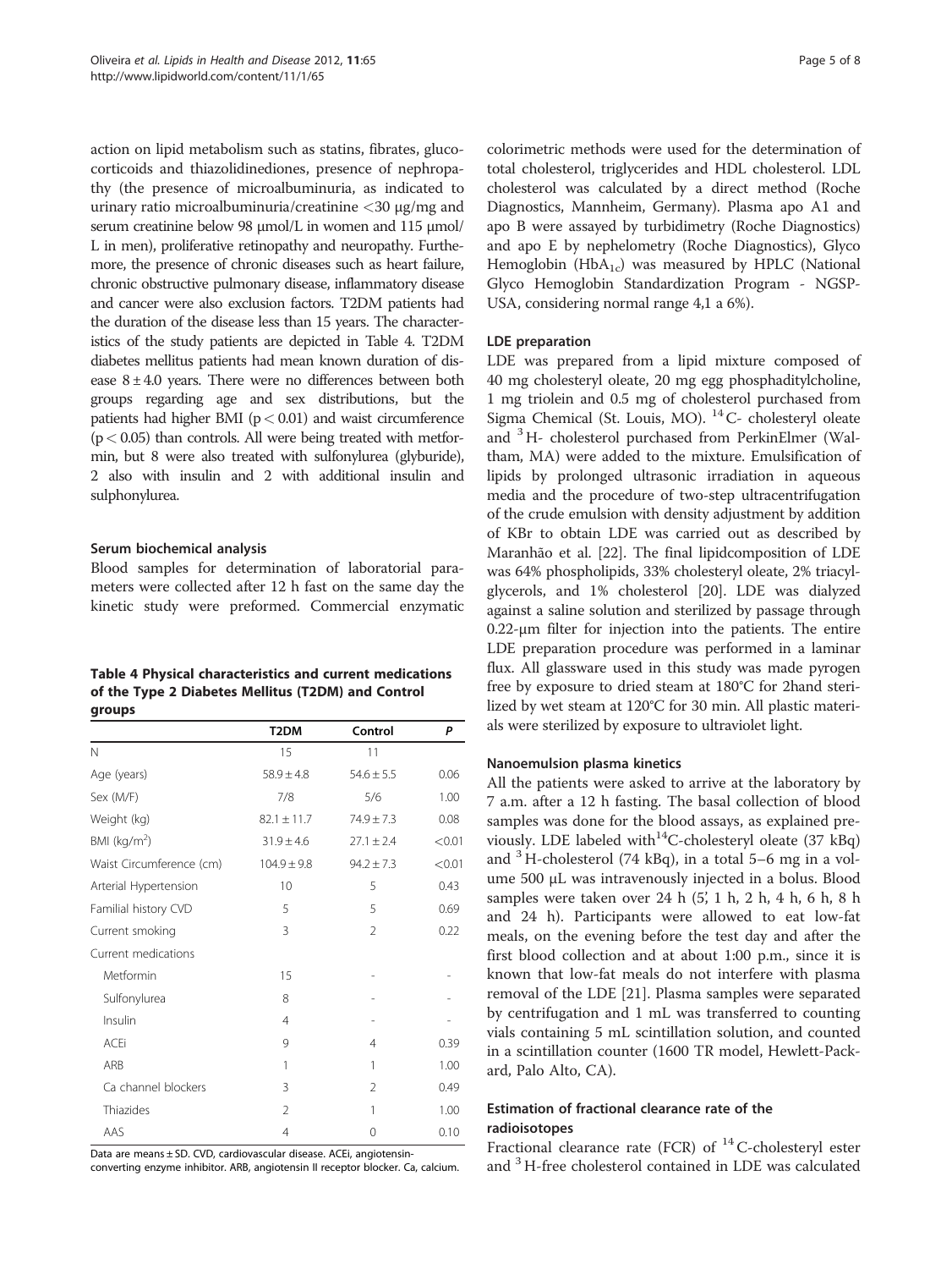action on lipid metabolism such as statins, fibrates, glucocorticoids and thiazolidinediones, presence of nephropathy (the presence of microalbuminuria, as indicated to urinary ratio microalbuminuria/creatinine <30 μg/mg and serum creatinine below 98 μmol/L in women and 115 μmol/L in men), proliferative retinopathy and neuropathy. Furthermore, the presence of chronic diseases such as heart failure, chronic obstructive pulmonary disease, inflammatory disease and cancer were also exclusion factors. T2DM patients had the duration of the disease less than 15 years. The characteristics of the study patients are depicted in Table 4. T2DM diabetes mellitus patients had mean known duration of disease 8 ± 4.0 years. There were no differences between both groups regarding age and sex distributions, but the patients had higher BMI ($p < 0.01$) and waist circumference ($p < 0.05$) than controls. All were being treated with metformin, but 8 were also treated with sulfonylurea (glyburide), 2 also with insulin and 2 with additional insulin and sulphonylurea.

#### Serum biochemical analysis

Blood samples for determination of laboratorial parameters were collected after 12 h fast on the same day the kinetic study were preformed. Commercial enzymatic colorimetric methods were used for the determination of total cholesterol, triglycerides and HDL cholesterol. LDL cholesterol was calculated by a direct method (Roche Diagnostics, Mannheim, Germany). Plasma apo A1 and apo B were assayed by turbidimetry (Roche Diagnostics) and apo E by nephelometry (Roche Diagnostics), Glyco Hemoglobin ($HbA_{1c}$) was measured by HPLC (National Glyco Hemoglobin Standardization Program - NGSP-USA, considering normal range 4,1 a 6%).

**Table 4 Physical characteristics and current medications of the Type 2 Diabetes Mellitus (T2DM) and Control groups**

| | T2DM | Control | P |
|---|---|---|---|
| N | 15 | 11 | |
| Age (years) | 58.9 ± 4.8 | 54.6 ± 5.5 | 0.06 |
| Sex (M/F) | 7/8 | 5/6 | 1.00 |
| Weight (kg) | 82.1 ± 11.7 | 74.9 ± 7.3 | 0.08 |
| BMI ($kg/m^2$) | 31.9 ± 4.6 | 27.1 ± 2.4 | <0.01 |
| Waist Circumference (cm) | 104.9 ± 9.8 | 94.2 ± 7.3 | <0.01 |
| Arterial Hypertension | 10 | 5 | 0.43 |
| Familial history CVD | 5 | 5 | 0.69 |
| Current smoking | 3 | 2 | 0.22 |
| Current medications | | | |
| Metformin | 15 | - | - |
| Sulfonylurea | 8 | - | - |
| Insulin | 4 | - | - |
| ACEi | 9 | 4 | 0.39 |
| ARB | 1 | 1 | 1.00 |
| Ca channel blockers | 3 | 2 | 0.49 |
| Thiazides | 2 | 1 | 1.00 |
| AAS | 4 | 0 | 0.10 |

Data are means ± SD. CVD, cardiovascular disease. ACEi, angiotensin-converting enzyme inhibitor. ARB, angiotensin II receptor blocker. Ca, calcium.

#### LDE preparation

LDE was prepared from a lipid mixture composed of 40 mg cholesteryl oleate, 20 mg egg phosphaditylcholine, 1 mg triolein and 0.5 mg of cholesterol purchased from Sigma Chemical (St. Louis, MO). $^{14}C$- cholesteryl oleate and $^{3}H$- cholesterol purchased from PerkinElmer (Waltham, MA) were added to the mixture. Emulsification of lipids by prolonged ultrasonic irradiation in aqueous media and the procedure of two-step ultracentrifugation of the crude emulsion with density adjustment by addition of KBr to obtain LDE was carried out as described by Maranhão et al. [22]. The final lipidcomposition of LDE was 64% phospholipids, 33% cholesteryl oleate, 2% triacylglycerols, and 1% cholesterol [20]. LDE was dialyzed against a saline solution and sterilized by passage through 0.22-μm filter for injection into the patients. The entire LDE preparation procedure was performed in a laminar flux. All glassware used in this study was made pyrogen free by exposure to dried steam at 180°C for 2hand sterilized by wet steam at 120°C for 30 min. All plastic materials were sterilized by exposure to ultraviolet light.

#### Nanoemulsion plasma kinetics

All the patients were asked to arrive at the laboratory by 7 a.m. after a 12 h fasting. The basal collection of blood samples was done for the blood assays, as explained previously. LDE labeled with$^{14}C$-cholesteryl oleate (37 kBq) and $^{3}H$-cholesterol (74 kBq), in a total 5–6 mg in a volume 500 μL was intravenously injected in a bolus. Blood samples were taken over 24 h (5', 1 h, 2 h, 4 h, 6 h, 8 h and 24 h). Participants were allowed to eat low-fat meals, on the evening before the test day and after the first blood collection and at about 1:00 p.m., since it is known that low-fat meals do not interfere with plasma removal of the LDE [21]. Plasma samples were separated by centrifugation and 1 mL was transferred to counting vials containing 5 mL scintillation solution, and counted in a scintillation counter (1600 TR model, Hewlett-Packard, Palo Alto, CA).

#### Estimation of fractional clearance rate of the radioisotopes

Fractional clearance rate (FCR) of $^{14}C$-cholesteryl ester and $^{3}H$-free cholesterol contained in LDE was calculated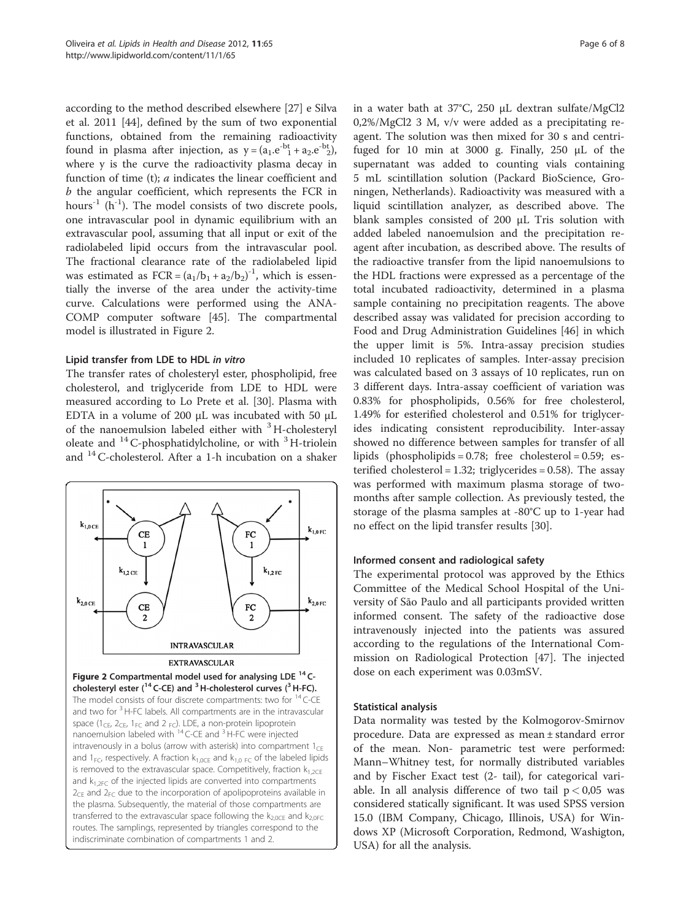according to the method described elsewhere [27] e Silva et al. 2011 [44], defined by the sum of two exponential functions, obtained from the remaining radioactivity found in plasma after injection, as $y = (a_1.e^{-bt}{}_1 + a_2.e^{-bt}{}_2)$, where y is the curve the radioactivity plasma decay in function of time (t); *a* indicates the linear coefficient and *b* the angular coefficient, which represents the FCR in hours$^{-1}$ (h$^{-1}$). The model consists of two discrete pools, one intravascular pool in dynamic equilibrium with an extravascular pool, assuming that all input or exit of the radiolabeled lipid occurs from the intravascular pool. The fractional clearance rate of the radiolabeled lipid was estimated as $FCR = (a_1/b_1 + a_2/b_2)^{-1}$, which is essentially the inverse of the area under the activity-time curve. Calculations were performed using the ANA-COMP computer software [45]. The compartmental model is illustrated in Figure 2.

### Lipid transfer from LDE to HDL *in vitro*

The transfer rates of cholesteryl ester, phospholipid, free cholesterol, and triglyceride from LDE to HDL were measured according to Lo Prete et al. [30]. Plasma with EDTA in a volume of 200 μL was incubated with 50 μL of the nanoemulsion labeled either with $^3$H-cholesteryl oleate and $^{14}$C-phosphatidylcholine, or with $^3$H-triolein and $^{14}$C-cholesterol. After a 1-h incubation on a shaker in a water bath at 37°C, 250 μL dextran sulfate/MgCl2 0,2%/MgCl2 3 M, v/v were added as a precipitating reagent. The solution was then mixed for 30 s and centrifuged for 10 min at 3000 g. Finally, 250 μL of the supernatant was added to counting vials containing 5 mL scintillation solution (Packard BioScience, Groningen, Netherlands). Radioactivity was measured with a liquid scintillation analyzer, as described above. The blank samples consisted of 200 μL Tris solution with added labeled nanoemulsion and the precipitation reagent after incubation, as described above. The results of the radioactive transfer from the lipid nanoemulsions to the HDL fractions were expressed as a percentage of the total incubated radioactivity, determined in a plasma sample containing no precipitation reagents. The above described assay was validated for precision according to Food and Drug Administration Guidelines [46] in which the upper limit is 5%. Intra-assay precision studies included 10 replicates of samples. Inter-assay precision was calculated based on 3 assays of 10 replicates, run on 3 different days. Intra-assay coefficient of variation was 0.83% for phospholipids, 0.56% for free cholesterol, 1.49% for esterified cholesterol and 0.51% for triglycerides indicating consistent reproducibility. Inter-assay showed no difference between samples for transfer of all lipids (phospholipids = 0.78; free cholesterol = 0.59; esterified cholesterol = 1.32; triglycerides = 0.58). The assay was performed with maximum plasma storage of two-months after sample collection. As previously tested, the storage of the plasma samples at -80°C up to 1-year had no effect on the lipid transfer results [30].

**Figure 2 Compartmental model used for analysing LDE $^{14}$C-cholesteryl ester ($^{14}$C-CE) and $^3$H-cholesterol curves ($^3$H-FC).** The model consists of four discrete compartments: two for $^{14}$C-CE and two for $^3$H-FC labels. All compartments are in the intravascular space ($1_{CE}$, $2_{CE}$, $1_{FC}$ and $2_{FC}$). LDE, a non-protein lipoprotein nanoemulsion labeled with $^{14}$C-CE and $^3$H-FC were injected intravenously in a bolus (arrow with asterisk) into compartment $1_{CE}$ and $1_{FC}$, respectively. A fraction $k_{1,0CE}$ and $k_{1,0\,FC}$ of the labeled lipids is removed to the extravascular space. Competitively, fraction $k_{1,2CE}$ and $k_{1,2FC}$ of the injected lipids are converted into compartments $2_{CE}$ and $2_{FC}$ due to the incorporation of apolipoproteins available in the plasma. Subsequently, the material of those compartments are transferred to the extravascular space following the $k_{2,0CE}$ and $k_{2,0FC}$ routes. The samplings, represented by triangles correspond to the indiscriminate combination of compartments 1 and 2.

### Informed consent and radiological safety

The experimental protocol was approved by the Ethics Committee of the Medical School Hospital of the University of São Paulo and all participants provided written informed consent. The safety of the radioactive dose intravenously injected into the patients was assured according to the regulations of the International Commission on Radiological Protection [47]. The injected dose on each experiment was 0.03mSV.

### Statistical analysis

Data normality was tested by the Kolmogorov-Smirnov procedure. Data are expressed as mean ± standard error of the mean. Non- parametric test were performed: Mann–Whitney test, for normally distributed variables and by Fischer Exact test (2- tail), for categorical variable. In all analysis difference of two tail $p < 0{,}05$ was considered statically significant. It was used SPSS version 15.0 (IBM Company, Chicago, Illinois, USA) for Windows XP (Microsoft Corporation, Redmond, Washigton, USA) for all the analysis.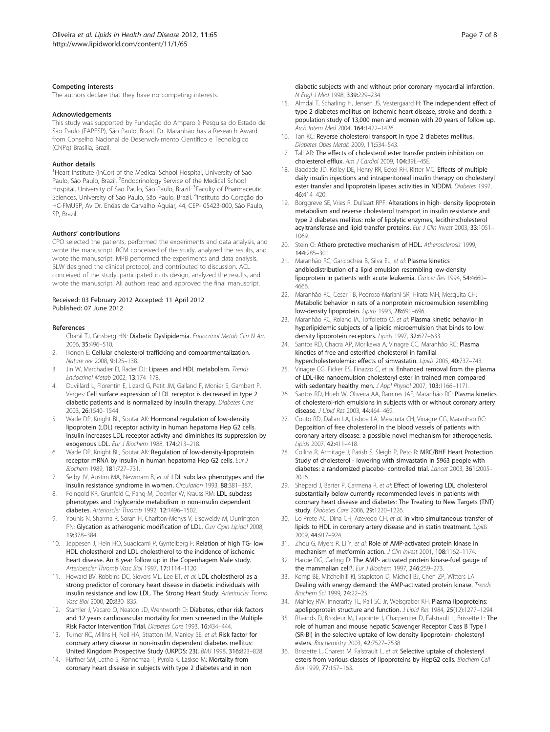### Competing interests

The authors declare that they have no competing interests.

### Acknowledgements

This study was supported by Fundação do Amparo à Pesquisa do Estado de São Paulo (FAPESP), São Paulo, Brazil. Dr. Maranhão has a Research Award from Conselho Nacional de Desenvolvimento Científico e Tecnológico (CNPq) Brasília, Brazil.

### Author details

[1]Heart Institute (InCor) of the Medical School Hospital, University of Sao Paulo, São Paulo, Brazil. [2]Endocrinology Service of the Medical School Hospital, University of Sao Paulo, São Paulo, Brazil. [3]Faculty of Pharmaceutic Sciences, University of Sao Paulo, São Paulo, Brazil. [4]Instituto do Coração do HC-FMUSP, Av Dr. Enéas de Carvalho Aguiar, 44, CEP- 05423-000, São Paulo, SP, Brazil.

### Authors' contributions

CPO selected the patients, performed the experiments and data analysis, and wrote the manuscript. RCM conceived of the study, analyzed the results, and wrote the manuscript. MPB performed the experiments and data analysis. BLW designed the clinical protocol, and contributed to discussion. ACL conceived of the study, participated in its design, analyzed the results, and wrote the manuscript. All authors read and approved the final manuscript.

Received: 03 February 2012 Accepted: 11 April 2012
Published: 07 June 2012

### References

1. Chahil TJ, Ginsberg HN: **Diabetic Dyslipidemia.** *Endocrinol Metab Clin N Am* 2006, **35:**496–510.
2. Ikonen E: **Cellular cholesterol trafficking and compartmentalization.** *Nature rev* 2008, **9:**125–138.
3. Jin W, Marchadier D, Rader DJ: **Lipases and HDL metabolism.** *Trends Endocrinol Metab* 2002, **13:**174–178.
4. Duvillard L, Florentin E, Lizard G, Petit JM, Galland F, Monier S, Gambert P, Verges: **Cell surface expression of LDL receptor is decreased in type 2 diabetic patients and is normalized by insulin therapy.** *Diabetes Care* 2003, **26:**1540–1544.
5. Wade DP, Knight BL, Soutar AK: **Hormonal regulation of low-density lipoprotein (LDL) receptor activity in human hepatoma Hep G2 cells. Insulin increases LDL receptor activity and diminishes its suppression by exogenous LDL.** *Eur J Biochem* 1988, **174:**213–218.
6. Wade DP, Knight BL, Soutar AK: **Regulation of low-density-lipoprotein receptor mRNA by insulin in human hepatoma Hep G2 cells.** *Eur J Biochem* 1989, **181:**727–731.
7. Selby JV, Austim MA, Newmam B, *et al*: **LDL subclass phenotypes and the insulin resistance syndrome in women.** *Circulation* 1993, **88:**381–387.
8. Feingold KR, Grunfeld C, Pang M, Doerrler W, Krauss RM: **LDL subclass phenotypes and triglyceride metabolism in non-insulin dependent diabetes.** *Arterioscler Thromb* 1992, **12:**1496–1502.
9. Younis N, Sharma R, Soran H, Charlton-Menys V, Elseweidy M, Durrington PN: **Glycation as atherogenic modification of LDL.** *Curr Opin Lipidol* 2008, **19:**378–384.
10. Jeppesen J, Hein HO, Suadicami P, Gyntelberg F: **Relation of high TG- low HDL cholestherol and LDL cholestherol to the incidence of ischemic heart disease. An 8 year follow up in the Copenhagem Male study.** *Arterioescler Thromb Vasc Biol* 1997, **17:**1114–1120.
11. Howard BV, Robbins DC, Sievers ML, Lee ET, *et al*: **LDL cholestherol as a strong predictor of coronary heart disease in diabetic individuals with insulin resistance and low LDL. The Strong Heart Study.** *Arterioscler Tromb Vasc Biol* 2000, **20:**830–835.
12. Stamler J, Vacaro O, Neaton JD, Wentworth D: **Diabetes, other risk factors and 12 years cardiovascular mortality for men screened in the Multiple Risk Factor Intervention Trial.** *Diabetes Care* 1993, **16:**434–444.
13. Turner RC, Millns H, Neil HA, Stratton IM, Manley SE, *et al*: **Risk factor for coronary artery disease in non-insulin dependent diabetes mellitus: United Kingdom Prospective Study (UKPDS: 23).** *BMJ* 1998, **316:**823–828.
14. Haffner SM, Letho S, Ronnemaa T, Pyrola K, Lasko M: **Mortality from coronary heart disease in subjects with type 2 diabetes and in non diabetic subjects with and without prior coronary myocardial infarction.** *N Engl J Med* 1998, **339:**229–234.
15. Almdal T, Scharling H, Jensen JS, Vestergaard H: **The independent effect of type 2 diabetes mellitus on ischemic heart disease, stroke and death: a population study of 13,000 men and women with 20 years of follow up.** *Arch Intern Med* 2004, **164:**1422–1426.
16. Tan KC: **Reverse cholesterol transport in type 2 diabetes mellitus.** *Diabetes Obes Metab* 2009, **11:**534–543.
17. Tall AR: **The effects of cholesterol ester transfer protein inhibition on cholesterol efflux.** *Am J Cardiol* 2009, **104:**39E–45E.
18. Bagdade JD, Kelley DE, Henry RR, Eckel RH, Ritter MC: **Effects of multiple daily insulin injections and intraperitoneal insulin therapy on cholesteryl ester transfer and lipoprotein lipases activities in NIDDM.** *Diabetes* 1997, **46:**414–420.
19. Borggreve SE, Vries R, Dullaart RPF: **Alterations in high- density lipoprotein metabolism and reverse cholesterol transport in insulin resistance and type 2 diabetes mellitus: role of lipolytic enzymes, lecithin:cholesterol acyltransferase and lipid transfer proteins.** *Eur J Clin Invest* 2003, **33:**1051–1069.
20. Stein O: **Athero protective mechanism of HDL.** *Atherosclerosis* 1999, **144:**285–301.
21. Maranhão RC, Garicochea B, Silva EL, *et al*: **Plasma kinetics andbiodistribution of a lipid emulsion resembling low-density lipoprotein in patients with acute leukemia.** *Cancer Res* 1994, **54:**4660–4666.
22. Maranhão RC, Cesar TB, Pedroso-Mariani SR, Hirata MH, Mesquita CH: **Metabolic behavior in rats of a nonprotein microemulsion resembling low-density lipoprotein.** *Lipids* 1993, **28:**691–696.
23. Maranhão RC, Roland IA, Toffoletto O, *et al*: **Plasma kinetic behavior in hyperlipidemic subjects of a lipidic microemulsion that binds to low density lipoprotein receptors.** *Lipids* 1997, **32:**627–633.
24. Santos RD, Chacra AP, Morikawa A, Vinagre CC, Maranhão RC: **Plasma kinetics of free and esterified cholesterol in familial hypercholesterolemia: effects of simvastatin.** *Lipids* 2005, **40:**737–743.
25. Vinagre CG, Ficker ES, Finazzo C, *et al*: **Enhanced removal from the plasma of LDL-like nanoemulsion cholesteryl ester in trained men compared with sedentary healthy men.** *J Appl Physiol* 2007, **103:**1166–1171.
26. Santos RD, Hueb W, Oliveira AA, Ramires JAF, Maranhão RC: **Plasma kinetics of cholesterol-rich emulsions in subjects with or without coronary artery disease.** *J Lipid Res* 2003, **44:**464–469.
27. Couto RD, Dallan LA, Lisboa LA, Mesquita CH, Vinagre CG, Maranhao RC: **Deposition of free cholesterol in the blood vessels of patients with coronary artery disease: a possible novel mechanism for atherogenesis.** *Lipids* 2007, **42:**411–418.
28. Collins R, Armitage J, Parish S, Sleigh P, Peto R: **MRC/BHF Heart Protection Study of cholesterol - lowering with simvastatin in 5963 people with diabetes: a randomized placebo- controlled trial.** *Lancet* 2003, **361:**2005–2016.
29. Sheperd J, Barter P, Carmena R, *et al*: **Effect of lowering LDL cholesterol substantially below currently recommended levels in patients with coronary heart disease and diabetes: The Treating to New Targets (TNT) study.** *Diabetes Care* 2006, **29:**1220–1226.
30. Lo Prete AC, Dina CH, Azevedo CH, *et al*: **In vitro simultaneous transfer of lipids to HDL in coronary artery disease and in statin treatment.** *Lipids* 2009, **44:**917–924.
31. Zhou G, Myers R, Li Y, *et al*: **Role of AMP-activated protein kinase in mechanism of metformin action.** *J Clin Invest* 2001, **108:**1162–1174.
32. Hardie DG, Carling D: **The AMP- activated protein kinase-fuel gauge of the mammalian cell?.** *Eur J Biochem* 1997, **246:**259–273.
33. Kemp BE, Mitchelhill KI, Stapleton D, Michell BJ, Chen ZP, Witters LA: **Dealing with energy demand: the AMP-activated protein kinase.** *Trends Biochem Sci* 1999, **24:**22–25.
34. Mahley RW, Innerarity TL, Rall SC Jr, Weisgraber KH: **Plasma lipoproteins: apolipoprotein structure and function.** *J Lipid Res* 1984, **25**(12):1277–1294.
35. Rhainds D, Brodeur M, Lapointe J, Charpentier D, Falstrault L, Brissette L: **The role of human and mouse hepatic Scavenger Receptor Class B Type I (SR-BI) in the selective uptake of low density lipoprotein- cholesteryl esters.** *Biochemistry* 2003, **42:**7527–7538.
36. Brissette L, Charest M, Falstrault L, *et al*: **Selective uptake of cholesteryl esters from various classes of lipoproteins by HepG2 cells.** *Biochem Cell Biol* 1999, **77:**157–163.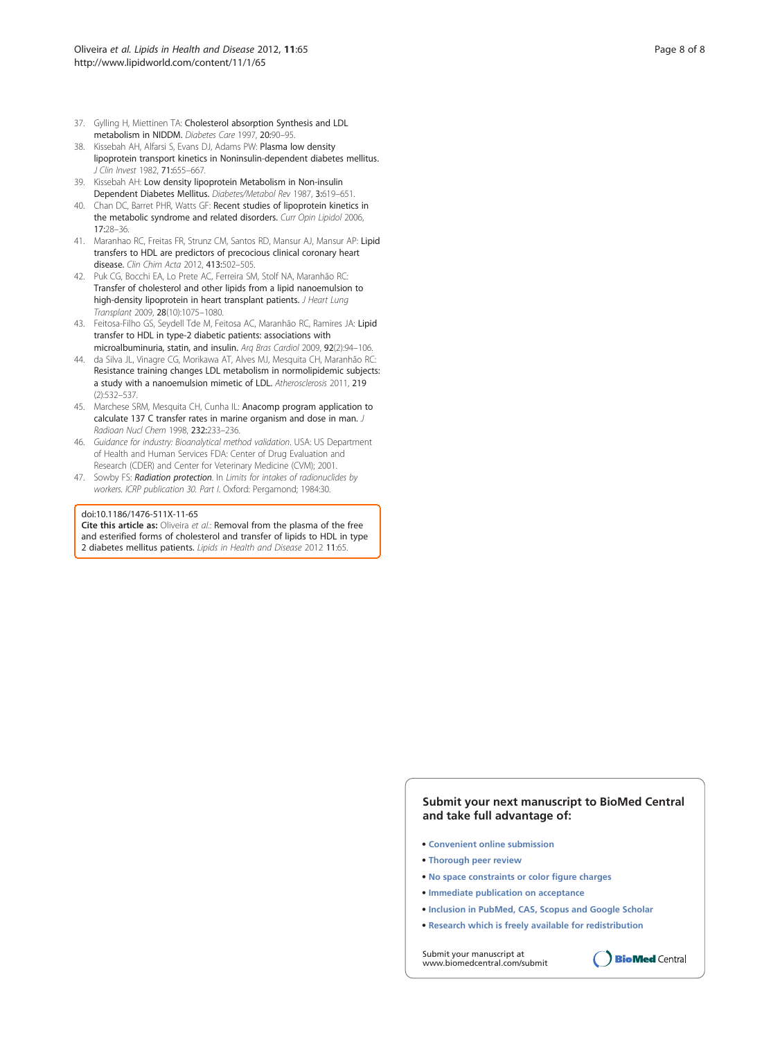37. Gylling H, Miettinen TA: **Cholesterol absorption Synthesis and LDL metabolism in NIDDM.** *Diabetes Care* 1997, **20:**90–95.
38. Kissebah AH, Alfarsi S, Evans DJ, Adams PW: **Plasma low density lipoprotein transport kinetics in Noninsulin-dependent diabetes mellitus.** *J Clin Invest* 1982, **71:**655–667.
39. Kissebah AH: **Low density lipoprotein Metabolism in Non-insulin Dependent Diabetes Mellitus.** *Diabetes/Metabol Rev* 1987, **3:**619–651.
40. Chan DC, Barret PHR, Watts GF: **Recent studies of lipoprotein kinetics in the metabolic syndrome and related disorders.** *Curr Opin Lipidol* 2006, **17:**28–36.
41. Maranhao RC, Freitas FR, Strunz CM, Santos RD, Mansur AJ, Mansur AP: **Lipid transfers to HDL are predictors of precocious clinical coronary heart disease.** *Clin Chim Acta* 2012, **413:**502–505.
42. Puk CG, Bocchi EA, Lo Prete AC, Ferreira SM, Stolf NA, Maranhão RC: **Transfer of cholesterol and other lipids from a lipid nanoemulsion to high-density lipoprotein in heart transplant patients.** *J Heart Lung Transplant* 2009, **28**(10):1075–1080.
43. Feitosa-Filho GS, Seydell Tde M, Feitosa AC, Maranhão RC, Ramires JA: **Lipid transfer to HDL in type-2 diabetic patients: associations with microalbuminuria, statin, and insulin.** *Arq Bras Cardiol* 2009, **92**(2):94–106.
44. da Silva JL, Vinagre CG, Morikawa AT, Alves MJ, Mesquita CH, Maranhão RC: **Resistance training changes LDL metabolism in normolipidemic subjects: a study with a nanoemulsion mimetic of LDL.** *Atherosclerosis* 2011, **219** (2):532–537.
45. Marchese SRM, Mesquita CH, Cunha IL: **Anacomp program application to calculate 137 C transfer rates in marine organism and dose in man.** *J Radioan Nucl Chem* 1998, **232:**233–236.
46. *Guidance for industry: Bioanalytical method validation*. USA: US Department of Health and Human Services FDA: Center of Drug Evaluation and Research (CDER) and Center for Veterinary Medicine (CVM); 2001.
47. Sowby FS: ***Radiation protection***. In *Limits for intakes of radionuclides by workers. ICRP publication 30. Part I*. Oxford: Pergamond; 1984:30.

doi:10.1186/1476-511X-11-65
**Cite this article as:** Oliveira *et al.*: Removal from the plasma of the free and esterified forms of cholesterol and transfer of lipids to HDL in type 2 diabetes mellitus patients. *Lipids in Health and Disease* 2012 **11**:65.

**Submit your next manuscript to BioMed Central and take full advantage of:**

- **Convenient online submission**
- **Thorough peer review**
- **No space constraints or color figure charges**
- **Immediate publication on acceptance**
- **Inclusion in PubMed, CAS, Scopus and Google Scholar**
- **Research which is freely available for redistribution**

Submit your manuscript at
www.biomedcentral.com/submit

BioMed Central